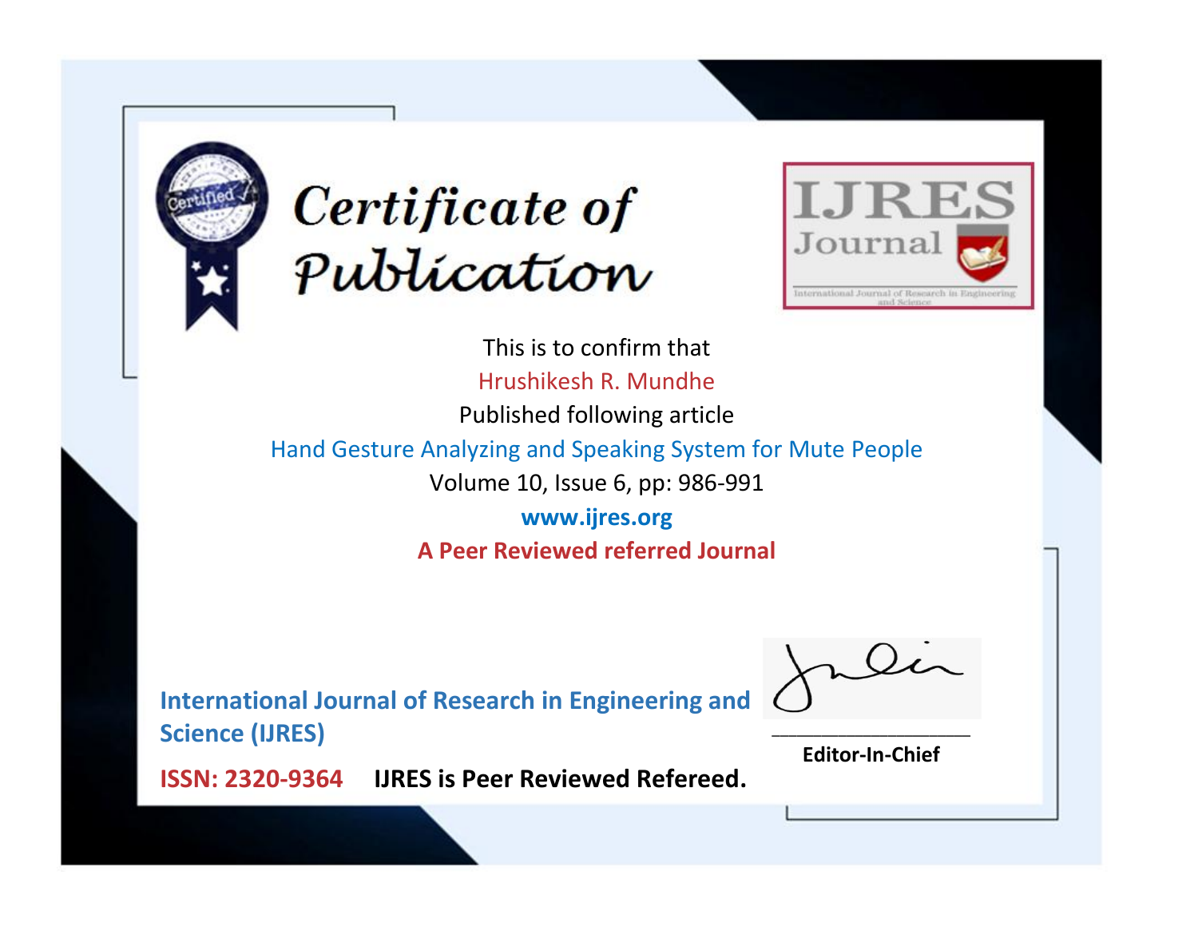# Certificate of Publication

IJRES Journal

International Journal of Research in Engineering and Science

This is to confirm that

Hrushikesh R. Mundhe

Published following article

Hand Gesture Analyzing and Speaking System for Mute People

Volume 10, Issue 6, pp: 986-991

**www.ijres.org**

**A Peer Reviewed referred Journal**

**International Journal of Research in Engineering and Science (IJRES)**

**ISSN: 2320-9364**     **IJRES is Peer Reviewed Refereed.**

**Editor-In-Chief**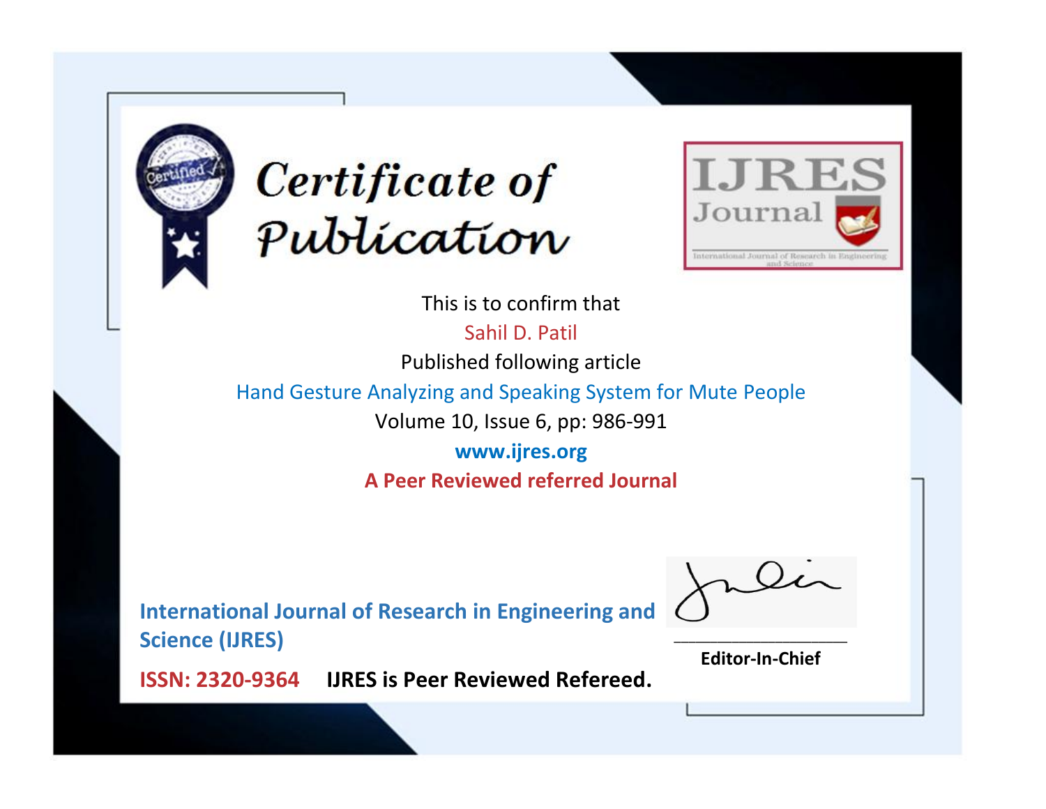# Certificate of Publication

IJRES Journal

International Journal of Research in Engineering and Science

This is to confirm that

Sahil D. Patil

Published following article

Hand Gesture Analyzing and Speaking System for Mute People

Volume 10, Issue 6, pp: 986-991

www.ijres.org

**A Peer Reviewed referred Journal**

**International Journal of Research in Engineering and Science (IJRES)**

**ISSN: 2320-9364** **IJRES is Peer Reviewed Refereed.**

**Editor-In-Chief**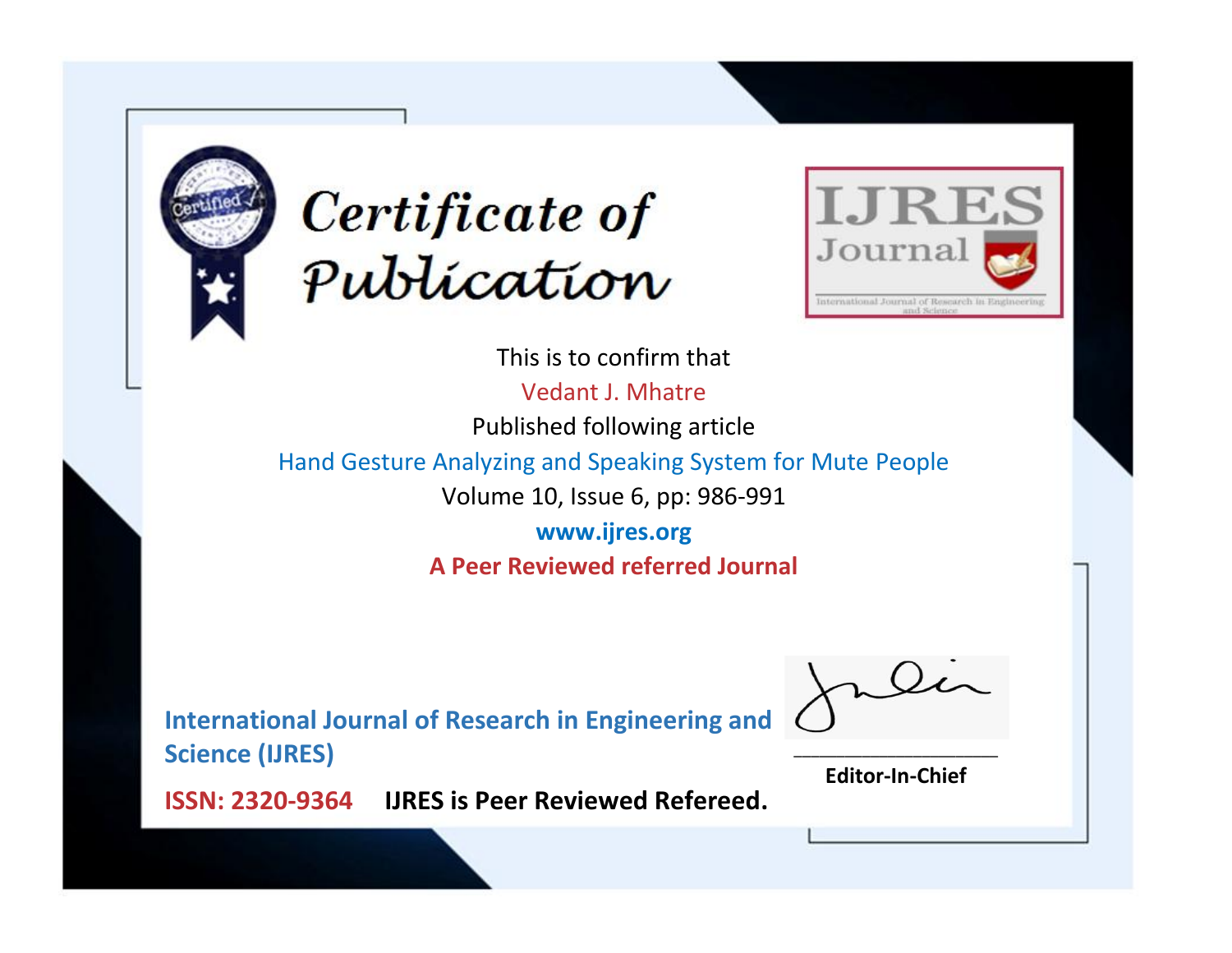# Certificate of Publication

IJRES Journal

International Journal of Research in Engineering and Science

This is to confirm that

Vedant J. Mhatre

Published following article

Hand Gesture Analyzing and Speaking System for Mute People

Volume 10, Issue 6, pp: 986-991

**www.ijres.org**

**A Peer Reviewed referred Journal**

**International Journal of Research in Engineering and Science (IJRES)**

**ISSN: 2320-9364** **IJRES is Peer Reviewed Refereed.**

**Editor-In-Chief**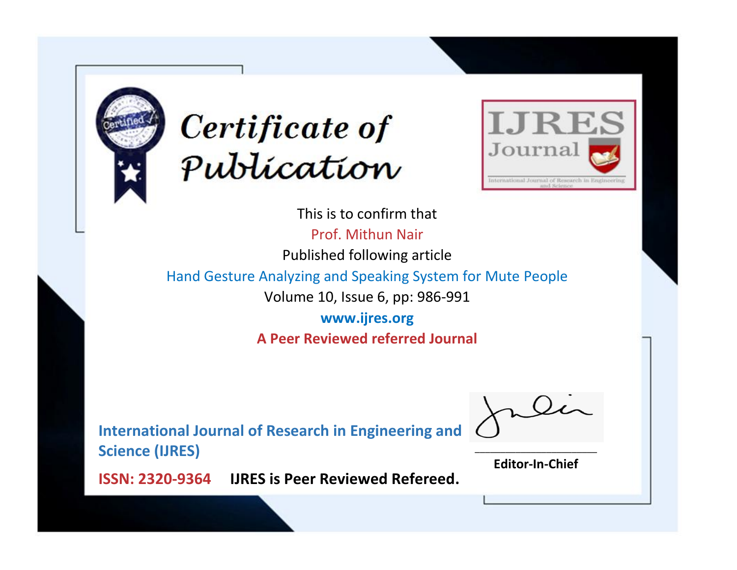# Certificate of Publication

IJRES Journal

International Journal of Research in Engineering and Science

This is to confirm that

Prof. Mithun Nair

Published following article

Hand Gesture Analyzing and Speaking System for Mute People

Volume 10, Issue 6, pp: 986-991

**www.ijres.org**

**A Peer Reviewed referred Journal**

**International Journal of Research in Engineering and Science (IJRES)**

**ISSN: 2320-9364** **IJRES is Peer Reviewed Refereed.**

**Editor-In-Chief**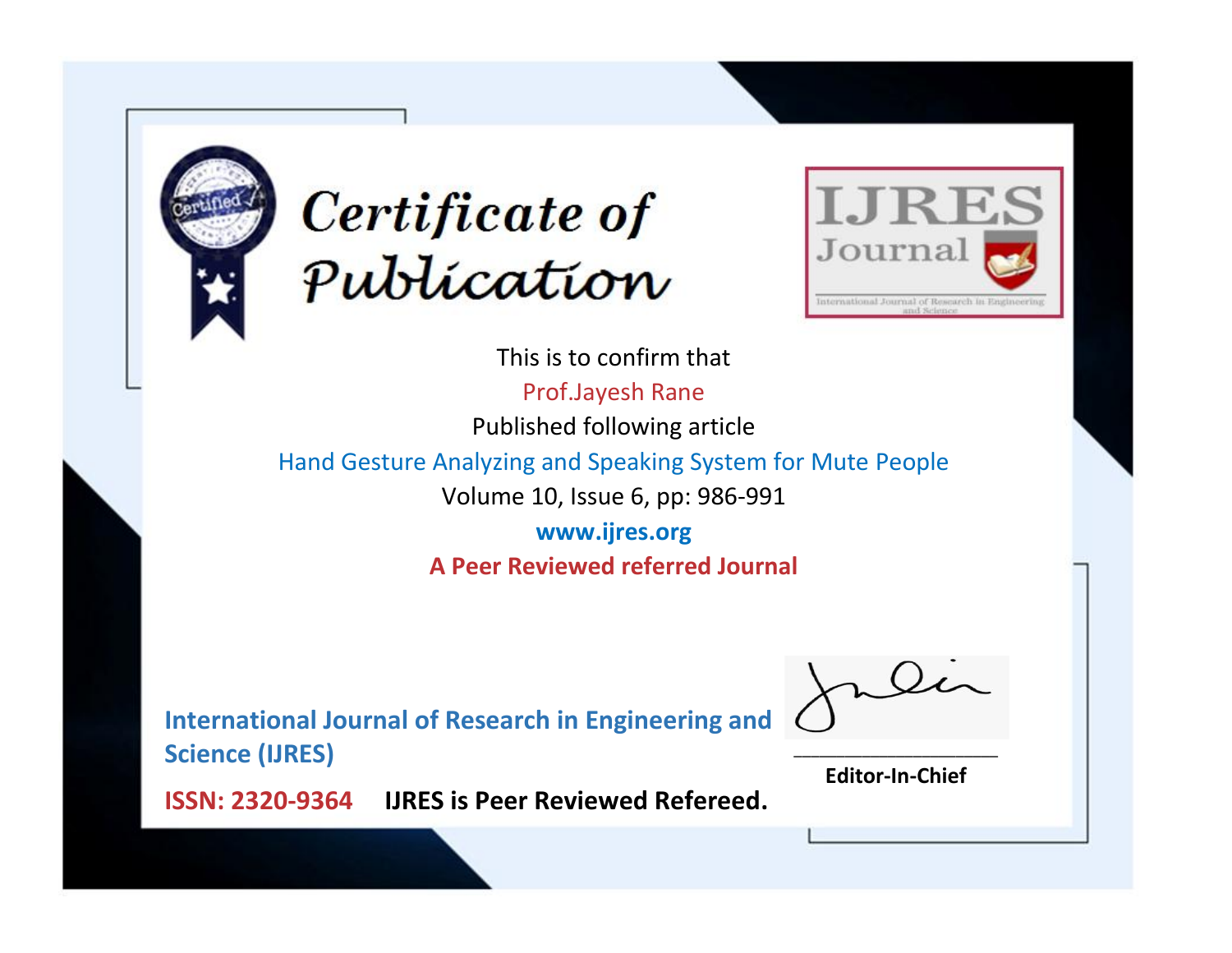# Certificate of Publication

IJRES Journal

International Journal of Research in Engineering and Science

This is to confirm that

Prof.Jayesh Rane

Published following article

Hand Gesture Analyzing and Speaking System for Mute People

Volume 10, Issue 6, pp: 986-991

**www.ijres.org**

**A Peer Reviewed referred Journal**

**International Journal of Research in Engineering and Science (IJRES)**

**ISSN: 2320-9364** **IJRES is Peer Reviewed Refereed.**

**Editor-In-Chief**